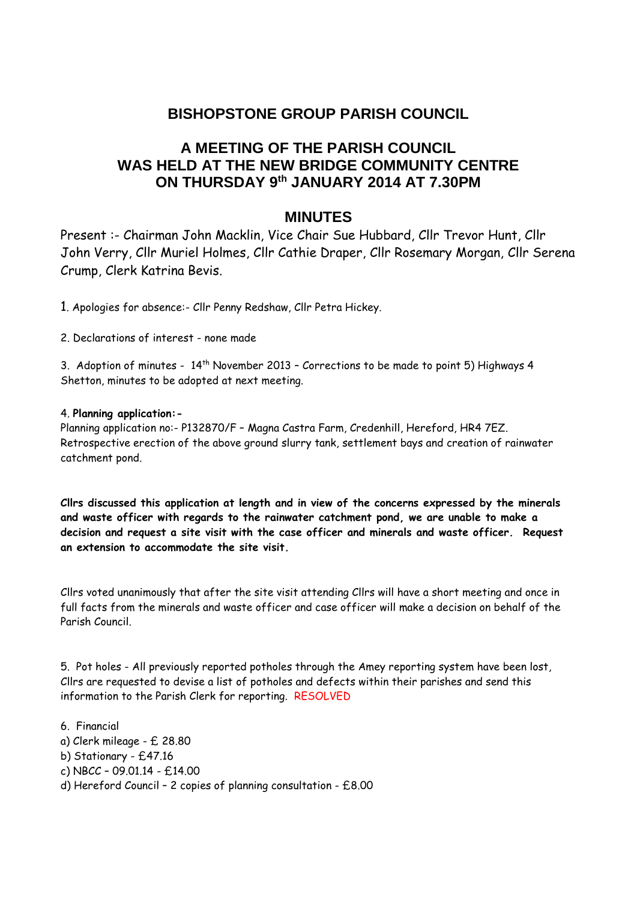# BISHOPSTONE GROUP PARISH COUNCIL

## A MEETING OF THE PARISH COUNCIL WAS HELD AT THE NEW BRIDGE COMMUNITY CENTRE ON THURSDAY 9th JANUARY 2014 AT 7.30PM

## MINUTES

Present :- Chairman John Macklin, Vice Chair Sue Hubbard, Cllr Trevor Hunt, Cllr John Verry, Cllr Muriel Holmes, Cllr Cathie Draper, Cllr Rosemary Morgan, Cllr Serena Crump, Clerk Katrina Bevis.

1. Apologies for absence:- Cllr Penny Redshaw, Cllr Petra Hickey.

2. Declarations of interest - none made

3. Adoption of minutes - 14th November 2013 – Corrections to be made to point 5) Highways 4 Shetton, minutes to be adopted at next meeting.

4. **Planning application:-**
Planning application no:- P132870/F – Magna Castra Farm, Credenhill, Hereford, HR4 7EZ. Retrospective erection of the above ground slurry tank, settlement bays and creation of rainwater catchment pond.

**Cllrs discussed this application at length and in view of the concerns expressed by the minerals and waste officer with regards to the rainwater catchment pond, we are unable to make a decision and request a site visit with the case officer and minerals and waste officer. Request an extension to accommodate the site visit.**

Cllrs voted unanimously that after the site visit attending Cllrs will have a short meeting and once in full facts from the minerals and waste officer and case officer will make a decision on behalf of the Parish Council.

5. Pot holes - All previously reported potholes through the Amey reporting system have been lost, Cllrs are requested to devise a list of potholes and defects within their parishes and send this information to the Parish Clerk for reporting. RESOLVED

6. Financial
a) Clerk mileage - £ 28.80
b) Stationary - £47.16
c) NBCC – 09.01.14 - £14.00
d) Hereford Council – 2 copies of planning consultation - £8.00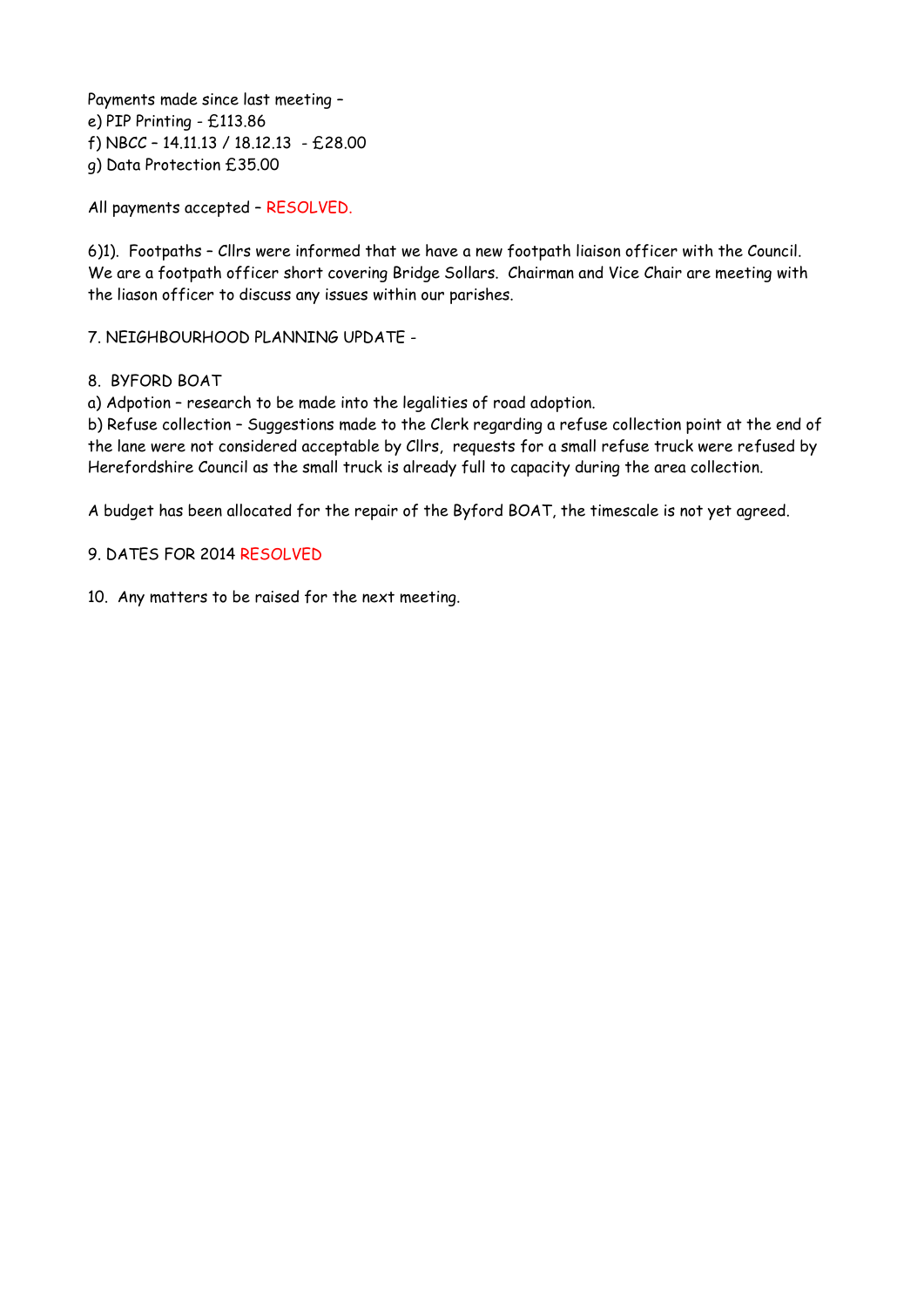Payments made since last meeting –
e) PIP Printing - £113.86
f) NBCC – 14.11.13 / 18.12.13 - £28.00
g) Data Protection £35.00

All payments accepted – RESOLVED.

6)1). Footpaths – Cllrs were informed that we have a new footpath liaison officer with the Council. We are a footpath officer short covering Bridge Sollars. Chairman and Vice Chair are meeting with the liason officer to discuss any issues within our parishes.

7. NEIGHBOURHOOD PLANNING UPDATE -

8. BYFORD BOAT
a) Adpotion – research to be made into the legalities of road adoption.
b) Refuse collection – Suggestions made to the Clerk regarding a refuse collection point at the end of the lane were not considered acceptable by Cllrs, requests for a small refuse truck were refused by Herefordshire Council as the small truck is already full to capacity during the area collection.

A budget has been allocated for the repair of the Byford BOAT, the timescale is not yet agreed.

9. DATES FOR 2014 RESOLVED

10. Any matters to be raised for the next meeting.